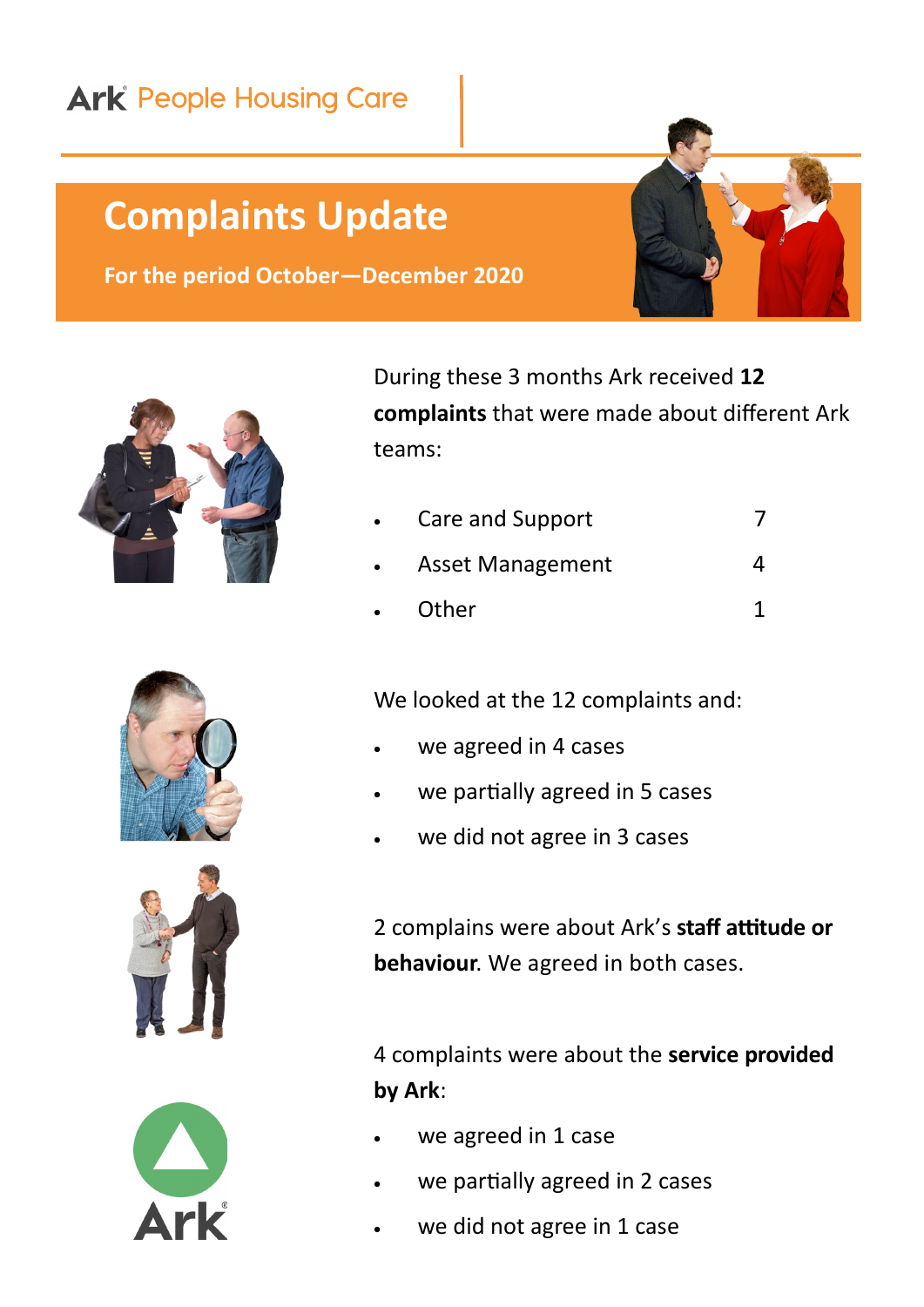Ark People Housing Care

# Complaints Update

**For the period October—December 2020**

During these 3 months Ark received **12 complaints** that were made about different Ark teams:

- Care and Support 7
- Asset Management 4
- Other 1

We looked at the 12 complaints and:

- we agreed in 4 cases
- we partially agreed in 5 cases
- we did not agree in 3 cases

2 complains were about Ark's **staff attitude or behaviour**. We agreed in both cases.

4 complaints were about the **service provided by Ark**:

- we agreed in 1 case
- we partially agreed in 2 cases
- we did not agree in 1 case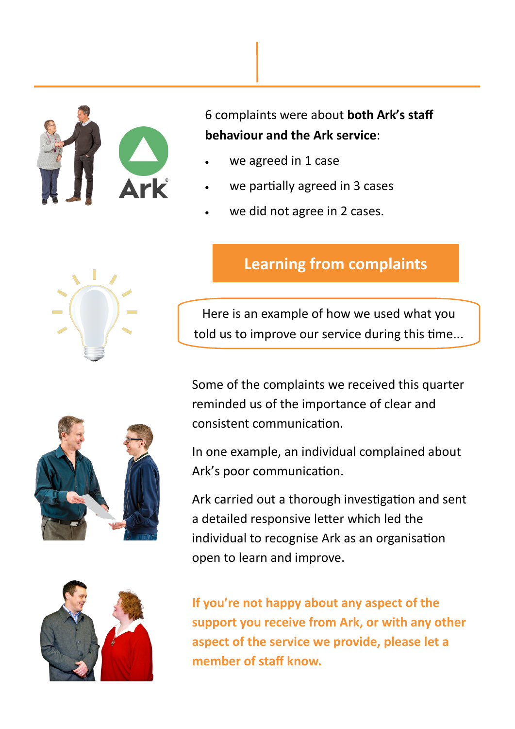6 complaints were about **both Ark's staff behaviour and the Ark service**:

- we agreed in 1 case
- we partially agreed in 3 cases
- we did not agree in 2 cases.

## Learning from complaints

Here is an example of how we used what you told us to improve our service during this time...

Some of the complaints we received this quarter reminded us of the importance of clear and consistent communication.

In one example, an individual complained about Ark's poor communication.

Ark carried out a thorough investigation and sent a detailed responsive letter which led the individual to recognise Ark as an organisation open to learn and improve.

**If you're not happy about any aspect of the support you receive from Ark, or with any other aspect of the service we provide, please let a member of staff know.**